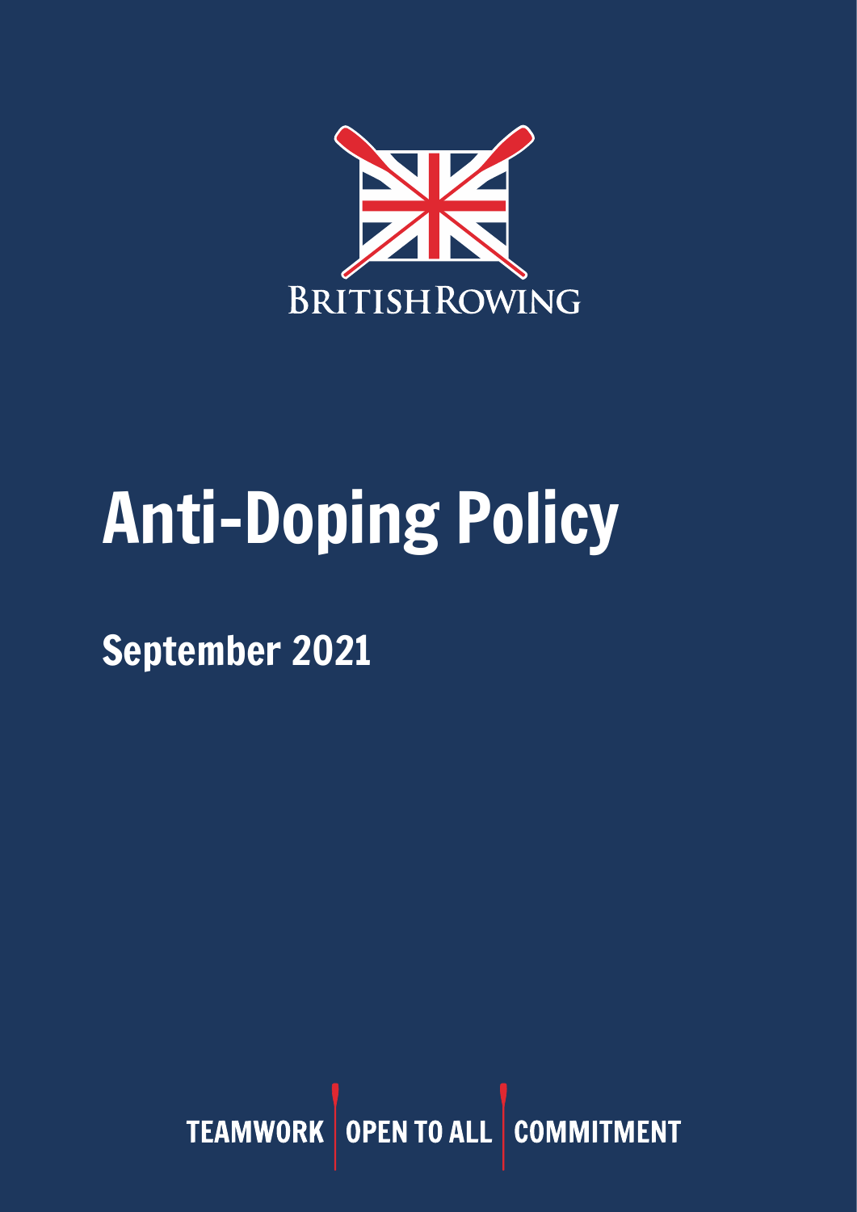BRITISHROWING

# Anti-Doping Policy

## September 2021

TEAMWORK | OPEN TO ALL | COMMITMENT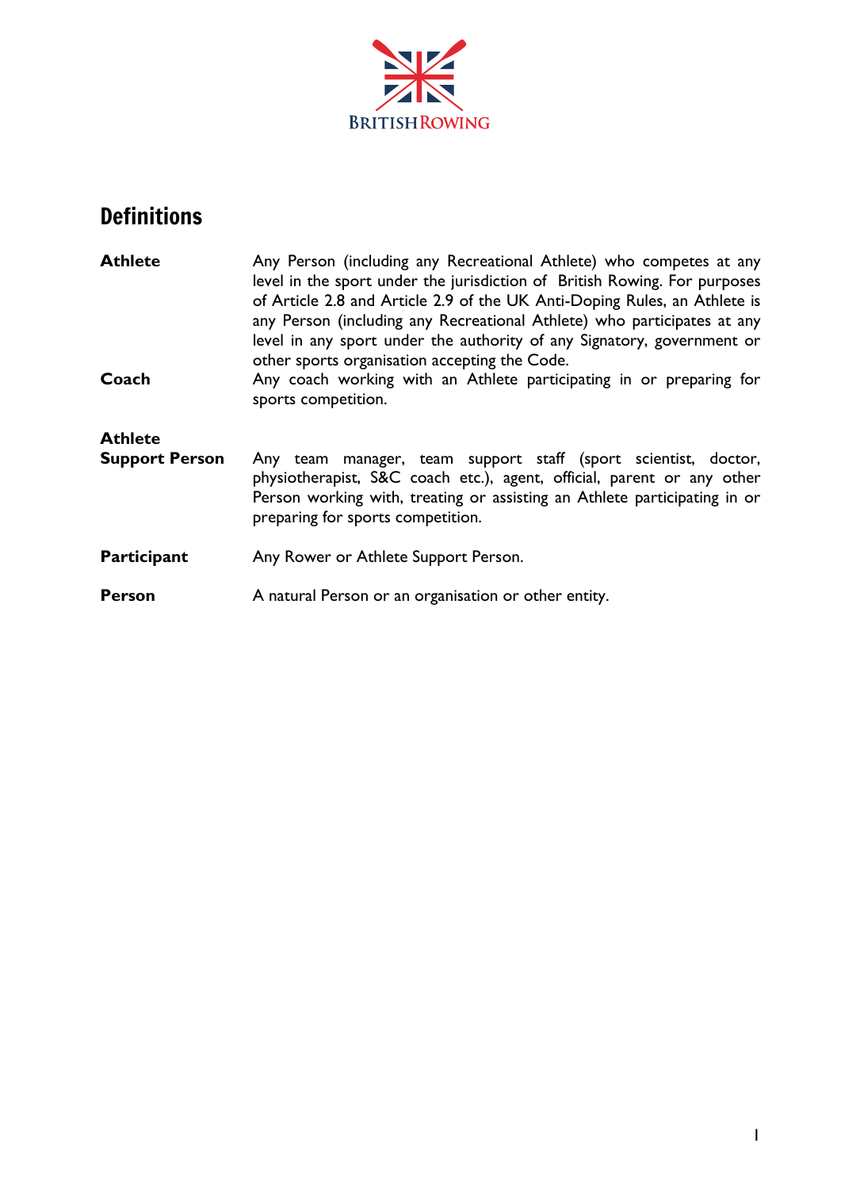## Definitions

**Athlete**
Any Person (including any Recreational Athlete) who competes at any level in the sport under the jurisdiction of British Rowing. For purposes of Article 2.8 and Article 2.9 of the UK Anti-Doping Rules, an Athlete is any Person (including any Recreational Athlete) who participates at any level in any sport under the authority of any Signatory, government or other sports organisation accepting the Code.

**Coach**
Any coach working with an Athlete participating in or preparing for sports competition.

**Athlete Support Person**
Any team manager, team support staff (sport scientist, doctor, physiotherapist, S&C coach etc.), agent, official, parent or any other Person working with, treating or assisting an Athlete participating in or preparing for sports competition.

**Participant**
Any Rower or Athlete Support Person.

**Person**
A natural Person or an organisation or other entity.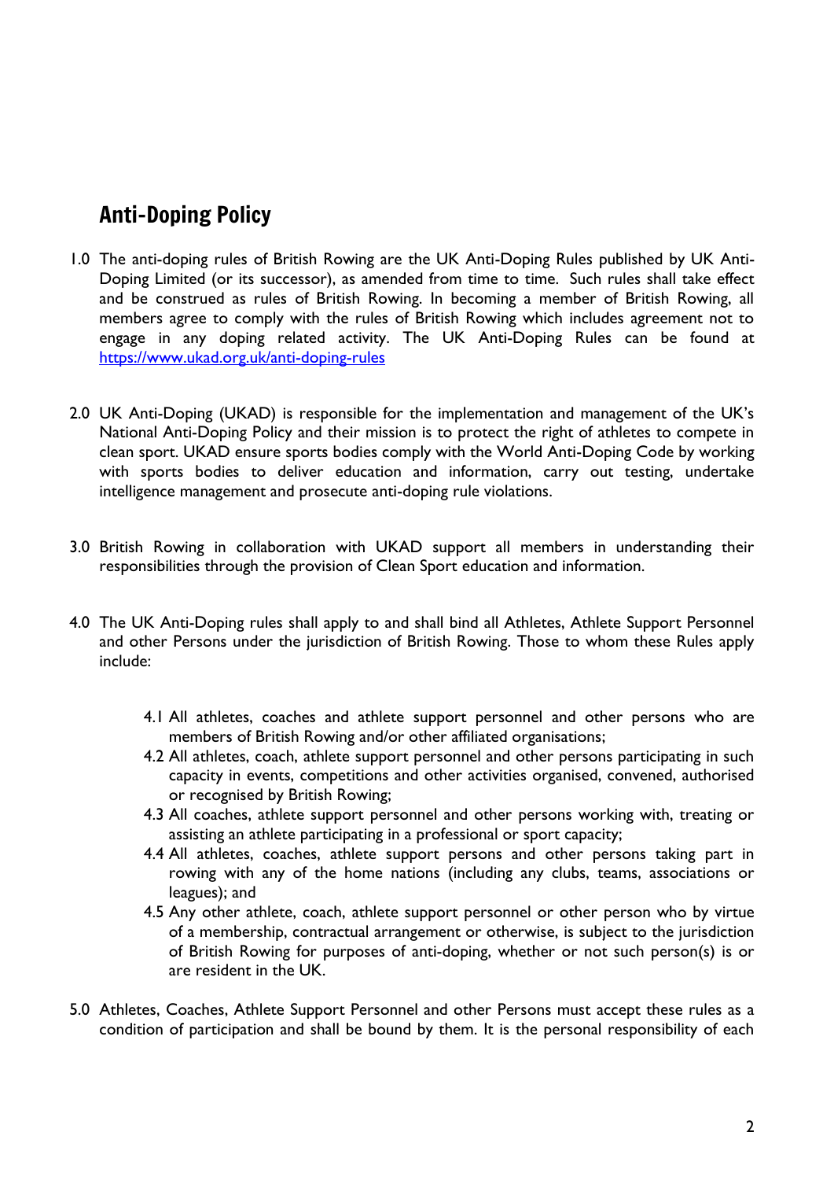## Anti-Doping Policy

1.0 The anti-doping rules of British Rowing are the UK Anti-Doping Rules published by UK Anti-Doping Limited (or its successor), as amended from time to time. Such rules shall take effect and be construed as rules of British Rowing. In becoming a member of British Rowing, all members agree to comply with the rules of British Rowing which includes agreement not to engage in any doping related activity. The UK Anti-Doping Rules can be found at [https://www.ukad.org.uk/anti-doping-rules](https://www.ukad.org.uk/anti-doping-rules)

2.0 UK Anti-Doping (UKAD) is responsible for the implementation and management of the UK's National Anti-Doping Policy and their mission is to protect the right of athletes to compete in clean sport. UKAD ensure sports bodies comply with the World Anti-Doping Code by working with sports bodies to deliver education and information, carry out testing, undertake intelligence management and prosecute anti-doping rule violations.

3.0 British Rowing in collaboration with UKAD support all members in understanding their responsibilities through the provision of Clean Sport education and information.

4.0 The UK Anti-Doping rules shall apply to and shall bind all Athletes, Athlete Support Personnel and other Persons under the jurisdiction of British Rowing. Those to whom these Rules apply include:

- 4.1 All athletes, coaches and athlete support personnel and other persons who are members of British Rowing and/or other affiliated organisations;
- 4.2 All athletes, coach, athlete support personnel and other persons participating in such capacity in events, competitions and other activities organised, convened, authorised or recognised by British Rowing;
- 4.3 All coaches, athlete support personnel and other persons working with, treating or assisting an athlete participating in a professional or sport capacity;
- 4.4 All athletes, coaches, athlete support persons and other persons taking part in rowing with any of the home nations (including any clubs, teams, associations or leagues); and
- 4.5 Any other athlete, coach, athlete support personnel or other person who by virtue of a membership, contractual arrangement or otherwise, is subject to the jurisdiction of British Rowing for purposes of anti-doping, whether or not such person(s) is or are resident in the UK.

5.0 Athletes, Coaches, Athlete Support Personnel and other Persons must accept these rules as a condition of participation and shall be bound by them. It is the personal responsibility of each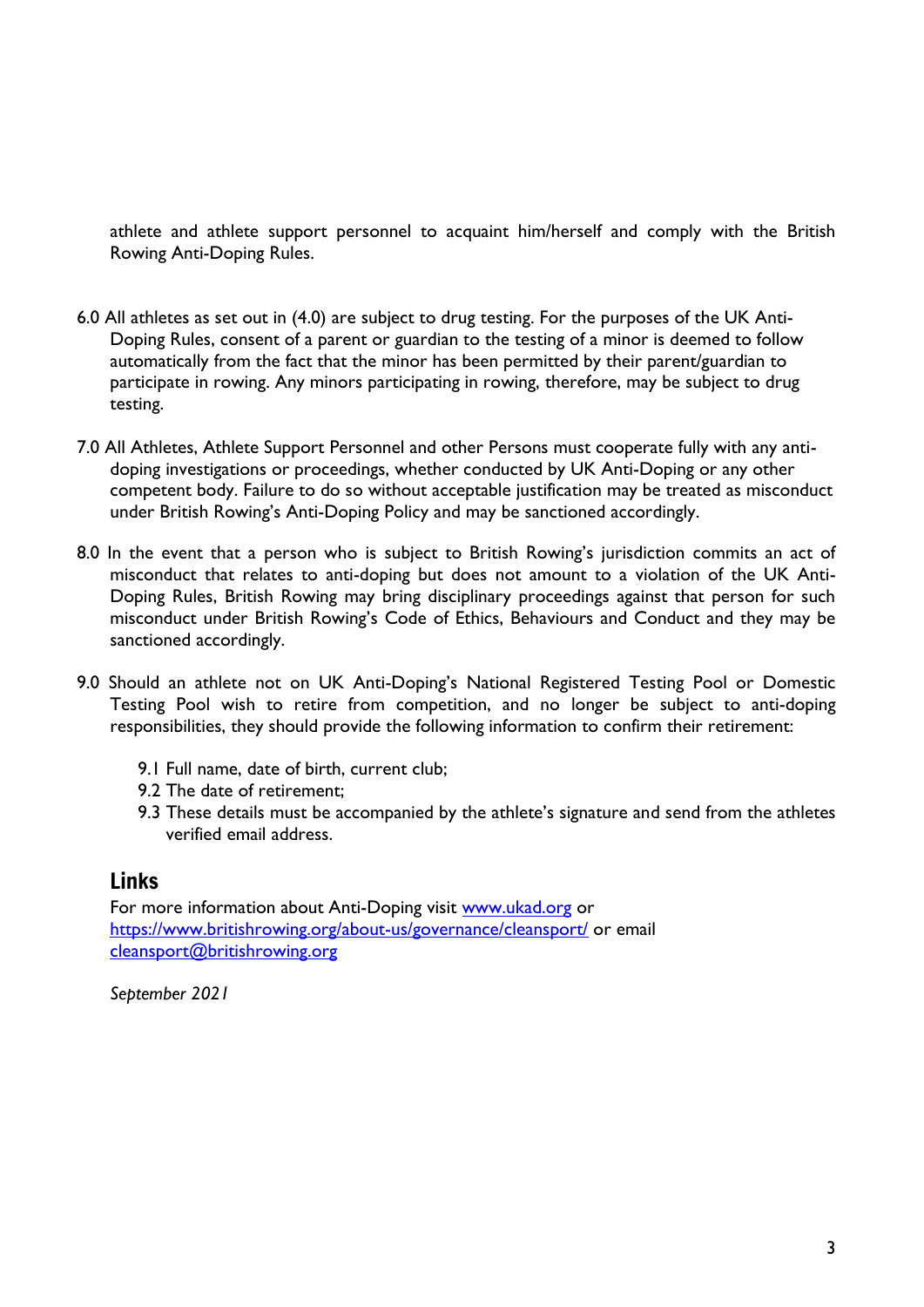athlete and athlete support personnel to acquaint him/herself and comply with the British Rowing Anti-Doping Rules.

6.0 All athletes as set out in (4.0) are subject to drug testing. For the purposes of the UK Anti-Doping Rules, consent of a parent or guardian to the testing of a minor is deemed to follow automatically from the fact that the minor has been permitted by their parent/guardian to participate in rowing. Any minors participating in rowing, therefore, may be subject to drug testing.

7.0 All Athletes, Athlete Support Personnel and other Persons must cooperate fully with any anti-doping investigations or proceedings, whether conducted by UK Anti-Doping or any other competent body. Failure to do so without acceptable justification may be treated as misconduct under British Rowing's Anti-Doping Policy and may be sanctioned accordingly.

8.0 In the event that a person who is subject to British Rowing's jurisdiction commits an act of misconduct that relates to anti-doping but does not amount to a violation of the UK Anti-Doping Rules, British Rowing may bring disciplinary proceedings against that person for such misconduct under British Rowing's Code of Ethics, Behaviours and Conduct and they may be sanctioned accordingly.

9.0 Should an athlete not on UK Anti-Doping's National Registered Testing Pool or Domestic Testing Pool wish to retire from competition, and no longer be subject to anti-doping responsibilities, they should provide the following information to confirm their retirement:

9.1 Full name, date of birth, current club;

9.2 The date of retirement;

9.3 These details must be accompanied by the athlete's signature and send from the athletes verified email address.

## Links

For more information about Anti-Doping visit www.ukad.org or https://www.britishrowing.org/about-us/governance/cleansport/ or email cleansport@britishrowing.org

*September 2021*